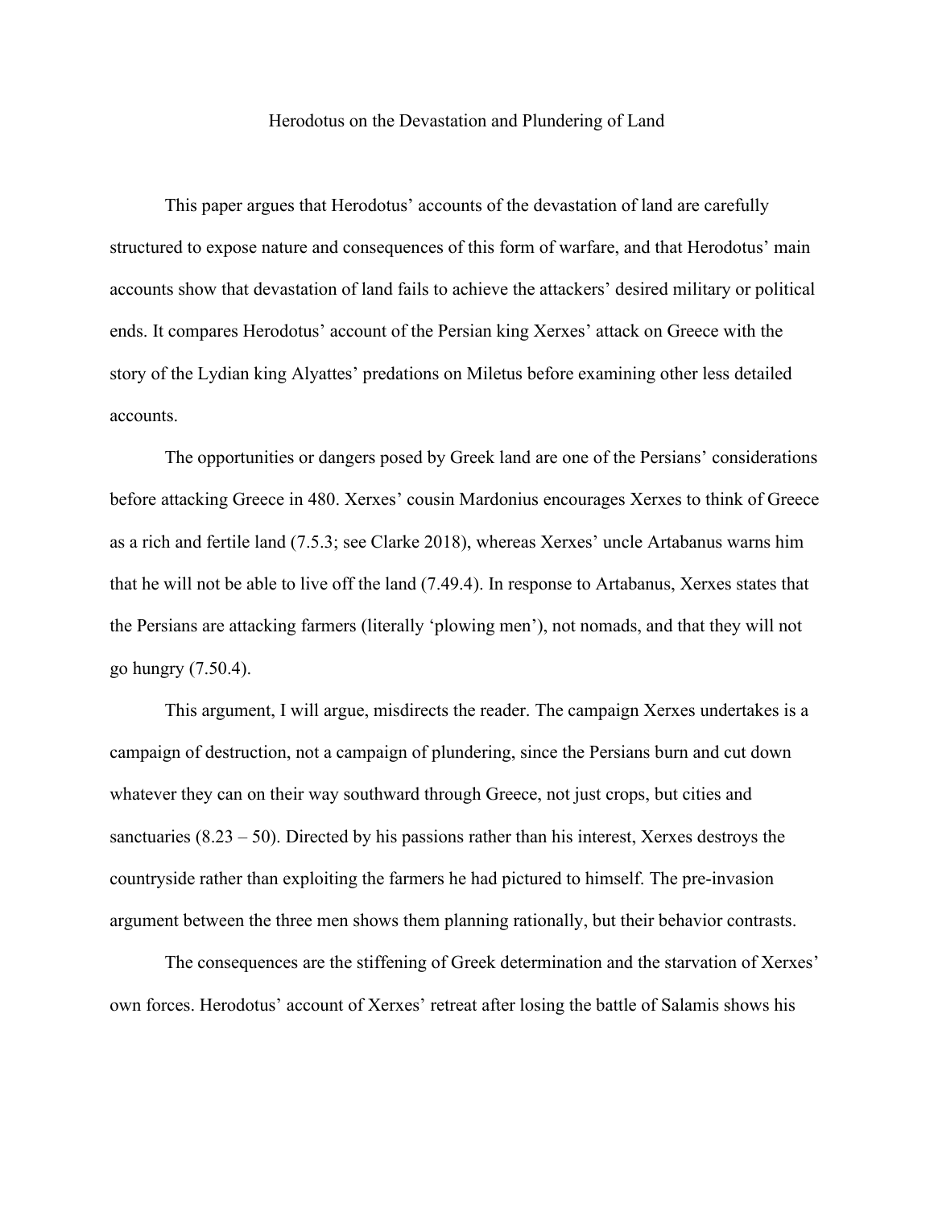# Herodotus on the Devastation and Plundering of Land

This paper argues that Herodotus' accounts of the devastation of land are carefully structured to expose nature and consequences of this form of warfare, and that Herodotus' main accounts show that devastation of land fails to achieve the attackers' desired military or political ends. It compares Herodotus' account of the Persian king Xerxes' attack on Greece with the story of the Lydian king Alyattes' predations on Miletus before examining other less detailed accounts.

The opportunities or dangers posed by Greek land are one of the Persians' considerations before attacking Greece in 480. Xerxes' cousin Mardonius encourages Xerxes to think of Greece as a rich and fertile land (7.5.3; see Clarke 2018), whereas Xerxes' uncle Artabanus warns him that he will not be able to live off the land (7.49.4). In response to Artabanus, Xerxes states that the Persians are attacking farmers (literally 'plowing men'), not nomads, and that they will not go hungry (7.50.4).

This argument, I will argue, misdirects the reader. The campaign Xerxes undertakes is a campaign of destruction, not a campaign of plundering, since the Persians burn and cut down whatever they can on their way southward through Greece, not just crops, but cities and sanctuaries (8.23 – 50). Directed by his passions rather than his interest, Xerxes destroys the countryside rather than exploiting the farmers he had pictured to himself. The pre-invasion argument between the three men shows them planning rationally, but their behavior contrasts.

The consequences are the stiffening of Greek determination and the starvation of Xerxes' own forces. Herodotus' account of Xerxes' retreat after losing the battle of Salamis shows his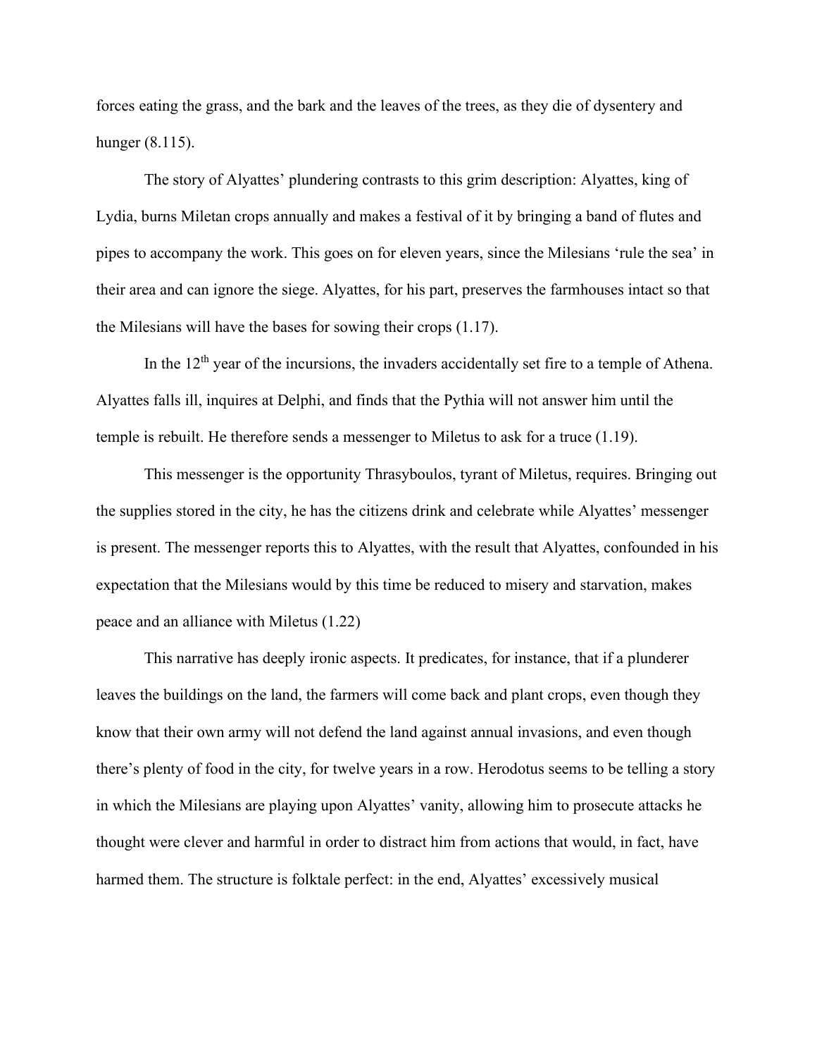forces eating the grass, and the bark and the leaves of the trees, as they die of dysentery and hunger (8.115).

The story of Alyattes' plundering contrasts to this grim description: Alyattes, king of Lydia, burns Miletan crops annually and makes a festival of it by bringing a band of flutes and pipes to accompany the work. This goes on for eleven years, since the Milesians 'rule the sea' in their area and can ignore the siege. Alyattes, for his part, preserves the farmhouses intact so that the Milesians will have the bases for sowing their crops (1.17).

In the 12th year of the incursions, the invaders accidentally set fire to a temple of Athena. Alyattes falls ill, inquires at Delphi, and finds that the Pythia will not answer him until the temple is rebuilt. He therefore sends a messenger to Miletus to ask for a truce (1.19).

This messenger is the opportunity Thrasyboulos, tyrant of Miletus, requires. Bringing out the supplies stored in the city, he has the citizens drink and celebrate while Alyattes' messenger is present. The messenger reports this to Alyattes, with the result that Alyattes, confounded in his expectation that the Milesians would by this time be reduced to misery and starvation, makes peace and an alliance with Miletus (1.22)

This narrative has deeply ironic aspects. It predicates, for instance, that if a plunderer leaves the buildings on the land, the farmers will come back and plant crops, even though they know that their own army will not defend the land against annual invasions, and even though there's plenty of food in the city, for twelve years in a row. Herodotus seems to be telling a story in which the Milesians are playing upon Alyattes' vanity, allowing him to prosecute attacks he thought were clever and harmful in order to distract him from actions that would, in fact, have harmed them. The structure is folktale perfect: in the end, Alyattes' excessively musical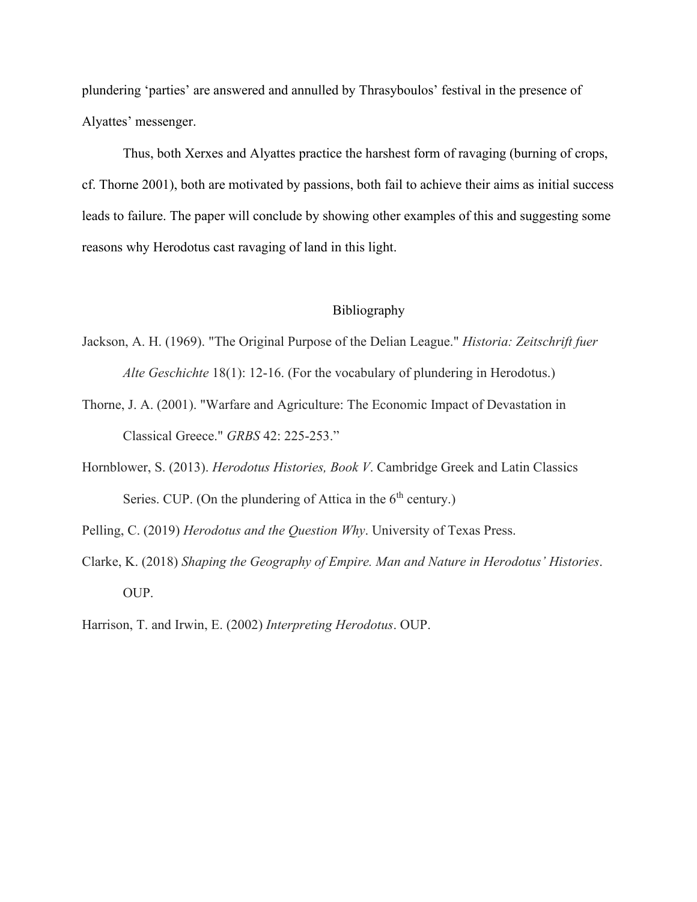plundering ‘parties’ are answered and annulled by Thrasyboulos’ festival in the presence of Alyattes’ messenger.

Thus, both Xerxes and Alyattes practice the harshest form of ravaging (burning of crops, cf. Thorne 2001), both are motivated by passions, both fail to achieve their aims as initial success leads to failure. The paper will conclude by showing other examples of this and suggesting some reasons why Herodotus cast ravaging of land in this light.

## Bibliography

Jackson, A. H. (1969). "The Original Purpose of the Delian League." *Historia: Zeitschrift fuer Alte Geschichte* 18(1): 12-16. (For the vocabulary of plundering in Herodotus.)

Thorne, J. A. (2001). "Warfare and Agriculture: The Economic Impact of Devastation in Classical Greece." *GRBS* 42: 225-253.”

Hornblower, S. (2013). *Herodotus Histories, Book V*. Cambridge Greek and Latin Classics Series. CUP. (On the plundering of Attica in the 6th century.)

Pelling, C. (2019) *Herodotus and the Question Why*. University of Texas Press.

Clarke, K. (2018) *Shaping the Geography of Empire. Man and Nature in Herodotus’ Histories*. OUP.

Harrison, T. and Irwin, E. (2002) *Interpreting Herodotus*. OUP.